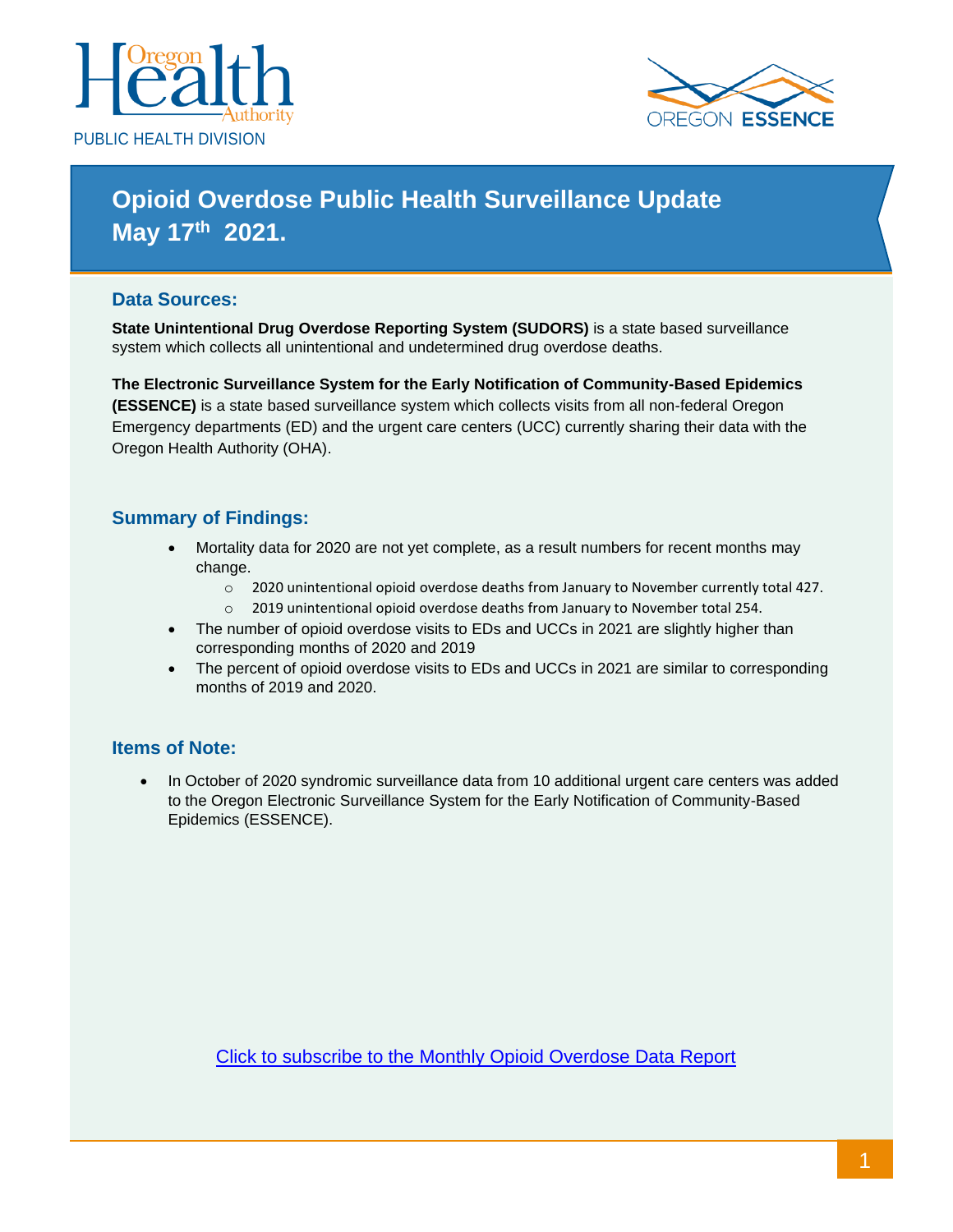Oregon Health Authority

PUBLIC HEALTH DIVISION

OREGON ESSENCE

# Opioid Overdose Public Health Surveillance Update May 17th 2021.

## Data Sources:

**State Unintentional Drug Overdose Reporting System (SUDORS)** is a state based surveillance system which collects all unintentional and undetermined drug overdose deaths.

**The Electronic Surveillance System for the Early Notification of Community-Based Epidemics (ESSENCE)** is a state based surveillance system which collects visits from all non-federal Oregon Emergency departments (ED) and the urgent care centers (UCC) currently sharing their data with the Oregon Health Authority (OHA).

## Summary of Findings:

- Mortality data for 2020 are not yet complete, as a result numbers for recent months may change.
  - 2020 unintentional opioid overdose deaths from January to November currently total 427.
  - 2019 unintentional opioid overdose deaths from January to November total 254.
- The number of opioid overdose visits to EDs and UCCs in 2021 are slightly higher than corresponding months of 2020 and 2019
- The percent of opioid overdose visits to EDs and UCCs in 2021 are similar to corresponding months of 2019 and 2020.

## Items of Note:

- In October of 2020 syndromic surveillance data from 10 additional urgent care centers was added to the Oregon Electronic Surveillance System for the Early Notification of Community-Based Epidemics (ESSENCE).

Click to subscribe to the Monthly Opioid Overdose Data Report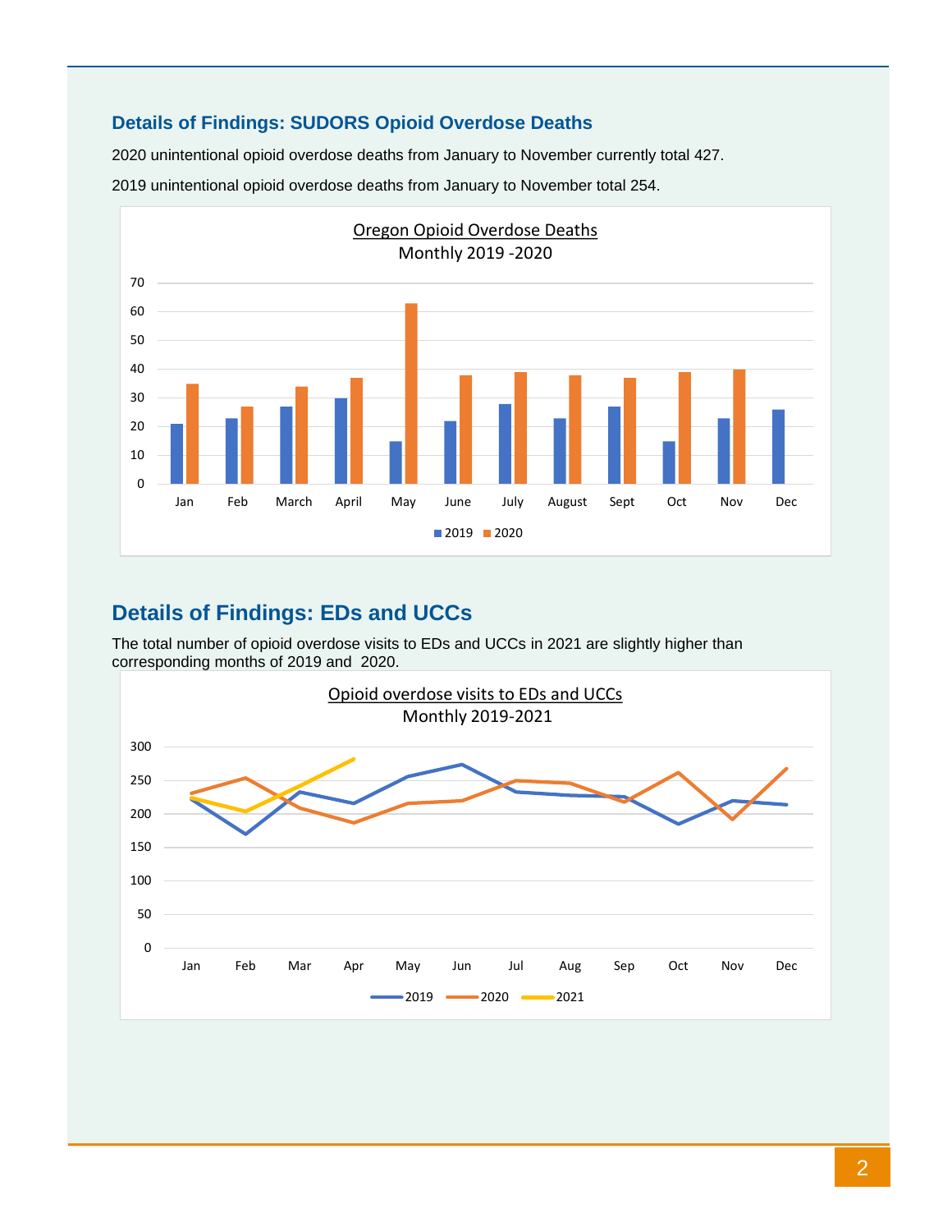## Details of Findings: SUDORS Opioid Overdose Deaths

2020 unintentional opioid overdose deaths from January to November currently total 427.

2019 unintentional opioid overdose deaths from January to November total 254.

## Details of Findings: EDs and UCCs

The total number of opioid overdose visits to EDs and UCCs in 2021 are slightly higher than corresponding months of 2019 and 2020.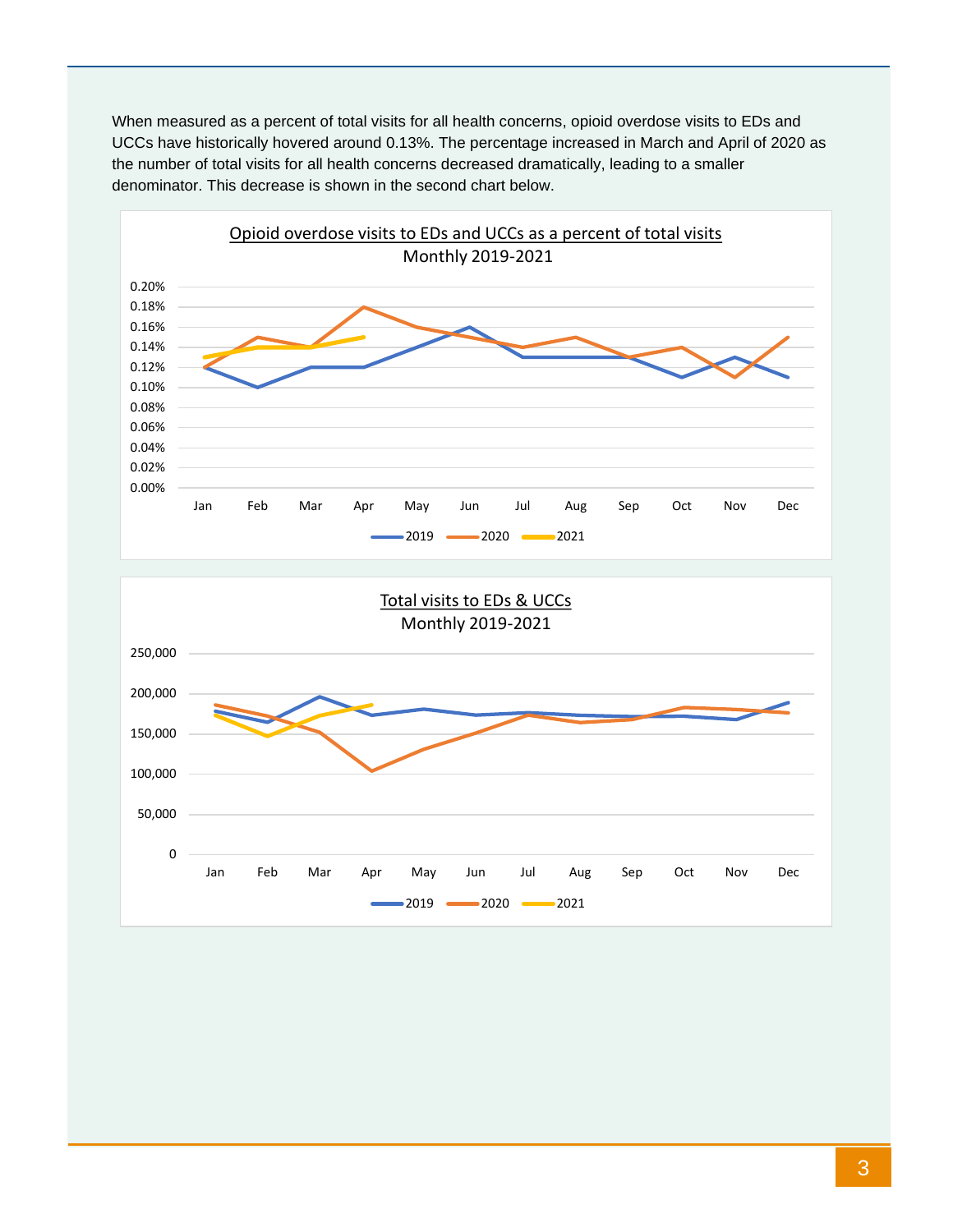When measured as a percent of total visits for all health concerns, opioid overdose visits to EDs and UCCs have historically hovered around 0.13%. The percentage increased in March and April of 2020 as the number of total visits for all health concerns decreased dramatically, leading to a smaller denominator. This decrease is shown in the second chart below.

Opioid overdose visits to EDs and UCCs as a percent of total visits
Monthly 2019-2021

Total visits to EDs & UCCs
Monthly 2019-2021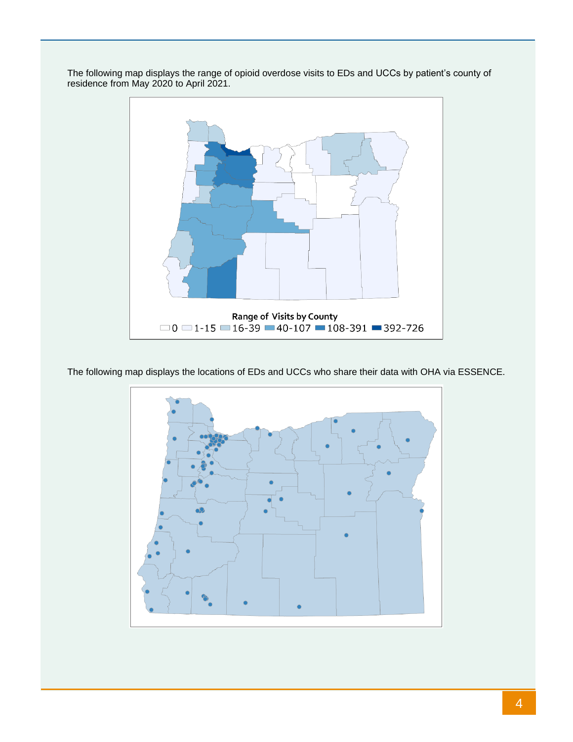The following map displays the range of opioid overdose visits to EDs and UCCs by patient's county of residence from May 2020 to April 2021.

Range of Visits by County

0 | 1-15 | 16-39 | 40-107 | 108-391 | 392-726

The following map displays the locations of EDs and UCCs who share their data with OHA via ESSENCE.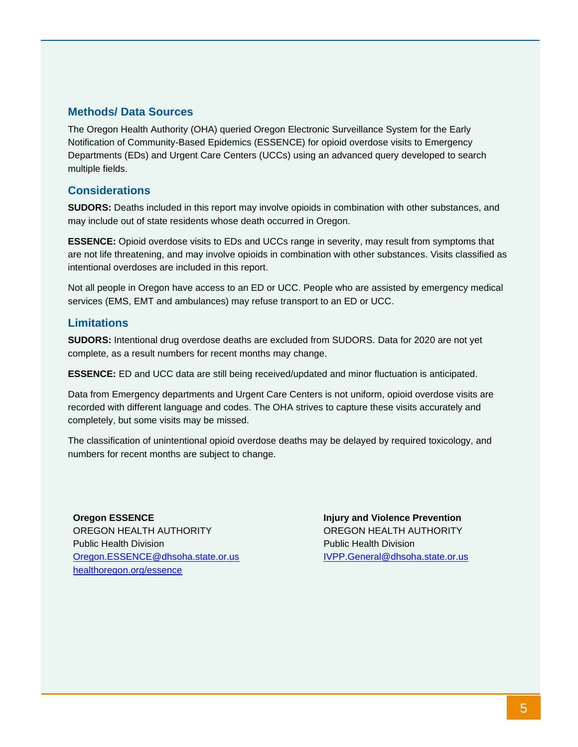## Methods/ Data Sources

The Oregon Health Authority (OHA) queried Oregon Electronic Surveillance System for the Early Notification of Community-Based Epidemics (ESSENCE) for opioid overdose visits to Emergency Departments (EDs) and Urgent Care Centers (UCCs) using an advanced query developed to search multiple fields.

## Considerations

**SUDORS:** Deaths included in this report may involve opioids in combination with other substances, and may include out of state residents whose death occurred in Oregon.

**ESSENCE:** Opioid overdose visits to EDs and UCCs range in severity, may result from symptoms that are not life threatening, and may involve opioids in combination with other substances. Visits classified as intentional overdoses are included in this report.

Not all people in Oregon have access to an ED or UCC. People who are assisted by emergency medical services (EMS, EMT and ambulances) may refuse transport to an ED or UCC.

## Limitations

**SUDORS:** Intentional drug overdose deaths are excluded from SUDORS. Data for 2020 are not yet complete, as a result numbers for recent months may change.

**ESSENCE:** ED and UCC data are still being received/updated and minor fluctuation is anticipated.

Data from Emergency departments and Urgent Care Centers is not uniform, opioid overdose visits are recorded with different language and codes. The OHA strives to capture these visits accurately and completely, but some visits may be missed.

The classification of unintentional opioid overdose deaths may be delayed by required toxicology, and numbers for recent months are subject to change.

**Oregon ESSENCE**
OREGON HEALTH AUTHORITY
Public Health Division
Oregon.ESSENCE@dhsoha.state.or.us
healthoregon.org/essence

**Injury and Violence Prevention**
OREGON HEALTH AUTHORITY
Public Health Division
IVPP.General@dhsoha.state.or.us